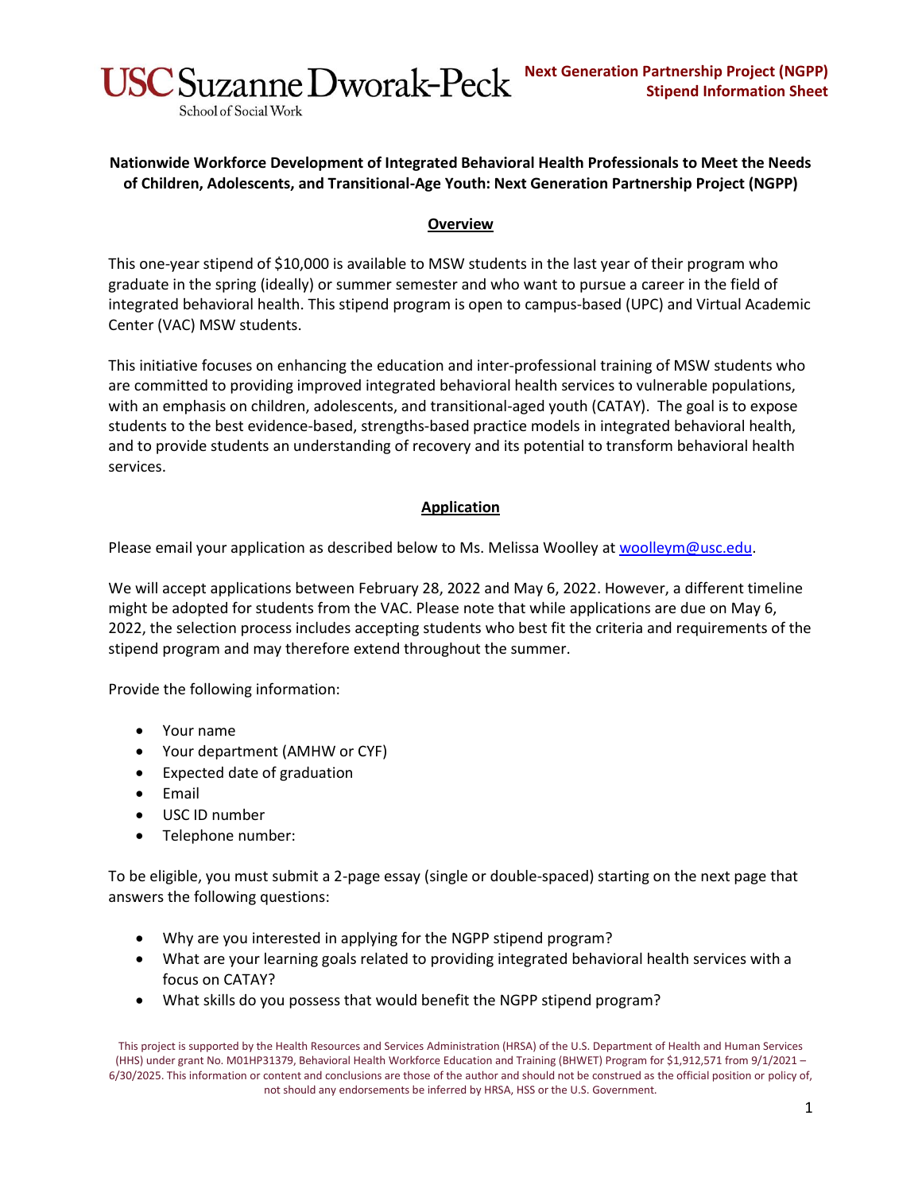USC Suzanne Dworak-Peck School of Social Work

**Next Generation Partnership Project (NGPP) Stipend Information Sheet**

## Nationwide Workforce Development of Integrated Behavioral Health Professionals to Meet the Needs of Children, Adolescents, and Transitional-Age Youth: Next Generation Partnership Project (NGPP)

### Overview

This one-year stipend of $10,000 is available to MSW students in the last year of their program who graduate in the spring (ideally) or summer semester and who want to pursue a career in the field of integrated behavioral health. This stipend program is open to campus-based (UPC) and Virtual Academic Center (VAC) MSW students.

This initiative focuses on enhancing the education and inter-professional training of MSW students who are committed to providing improved integrated behavioral health services to vulnerable populations, with an emphasis on children, adolescents, and transitional-aged youth (CATAY). The goal is to expose students to the best evidence-based, strengths-based practice models in integrated behavioral health, and to provide students an understanding of recovery and its potential to transform behavioral health services.

### Application

Please email your application as described below to Ms. Melissa Woolley at woolleym@usc.edu.

We will accept applications between February 28, 2022 and May 6, 2022. However, a different timeline might be adopted for students from the VAC. Please note that while applications are due on May 6, 2022, the selection process includes accepting students who best fit the criteria and requirements of the stipend program and may therefore extend throughout the summer.

Provide the following information:

- Your name
- Your department (AMHW or CYF)
- Expected date of graduation
- Email
- USC ID number
- Telephone number:

To be eligible, you must submit a 2-page essay (single or double-spaced) starting on the next page that answers the following questions:

- Why are you interested in applying for the NGPP stipend program?
- What are your learning goals related to providing integrated behavioral health services with a focus on CATAY?
- What skills do you possess that would benefit the NGPP stipend program?

This project is supported by the Health Resources and Services Administration (HRSA) of the U.S. Department of Health and Human Services (HHS) under grant No. M01HP31379, Behavioral Health Workforce Education and Training (BHWET) Program for $1,912,571 from 9/1/2021 – 6/30/2025. This information or content and conclusions are those of the author and should not be construed as the official position or policy of, not should any endorsements be inferred by HRSA, HSS or the U.S. Government.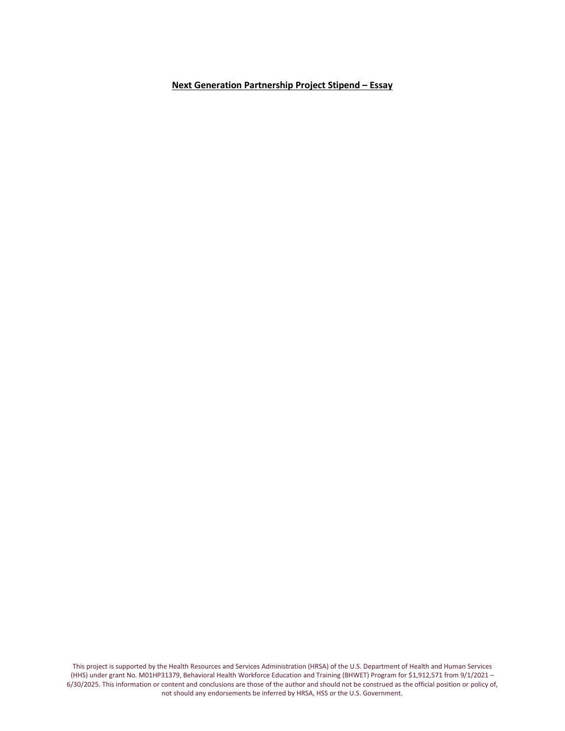**Next Generation Partnership Project Stipend – Essay**

This project is supported by the Health Resources and Services Administration (HRSA) of the U.S. Department of Health and Human Services (HHS) under grant No. M01HP31379, Behavioral Health Workforce Education and Training (BHWET) Program for $1,912,571 from 9/1/2021 – 6/30/2025. This information or content and conclusions are those of the author and should not be construed as the official position or policy of, not should any endorsements be inferred by HRSA, HSS or the U.S. Government.